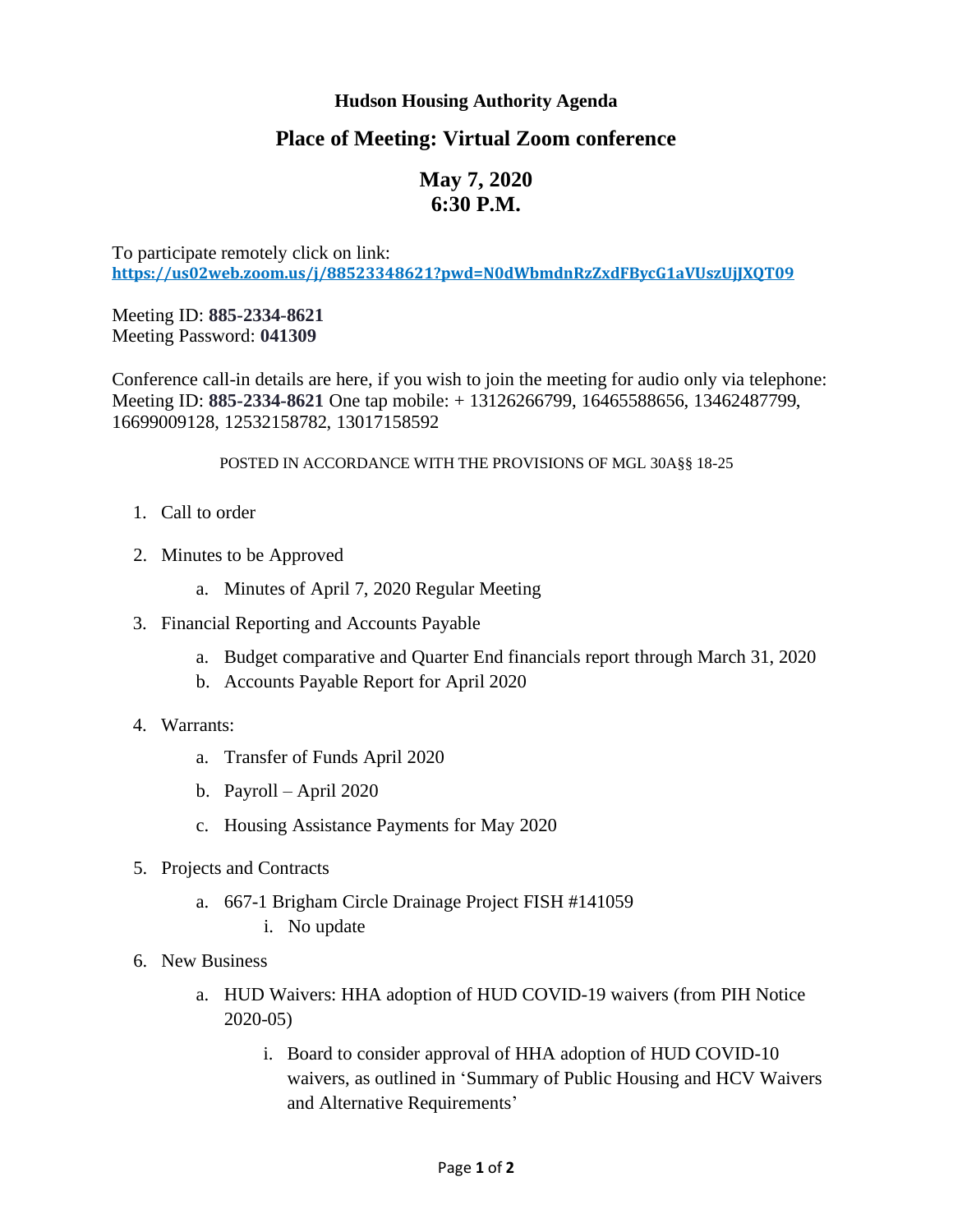# Hudson Housing Authority Agenda

## Place of Meeting: Virtual Zoom conference

## May 7, 2020
## 6:30 P.M.

To participate remotely click on link:
**https://us02web.zoom.us/j/88523348621?pwd=N0dWbmdnRzZxdFBycG1aVUszUjJXQT09**

Meeting ID: **885-2334-8621**
Meeting Password: **041309**

Conference call-in details are here, if you wish to join the meeting for audio only via telephone:
Meeting ID: **885-2334-8621** One tap mobile: + 13126266799, 16465588656, 13462487799, 16699009128, 12532158782, 13017158592

POSTED IN ACCORDANCE WITH THE PROVISIONS OF MGL 30A§§ 18-25

1. Call to order
2. Minutes to be Approved
   a. Minutes of April 7, 2020 Regular Meeting
3. Financial Reporting and Accounts Payable
   a. Budget comparative and Quarter End financials report through March 31, 2020
   b. Accounts Payable Report for April 2020
4. Warrants:
   a. Transfer of Funds April 2020
   b. Payroll – April 2020
   c. Housing Assistance Payments for May 2020
5. Projects and Contracts
   a. 667-1 Brigham Circle Drainage Project FISH #141059
      i. No update
6. New Business
   a. HUD Waivers: HHA adoption of HUD COVID-19 waivers (from PIH Notice 2020-05)
      i. Board to consider approval of HHA adoption of HUD COVID-10 waivers, as outlined in 'Summary of Public Housing and HCV Waivers and Alternative Requirements'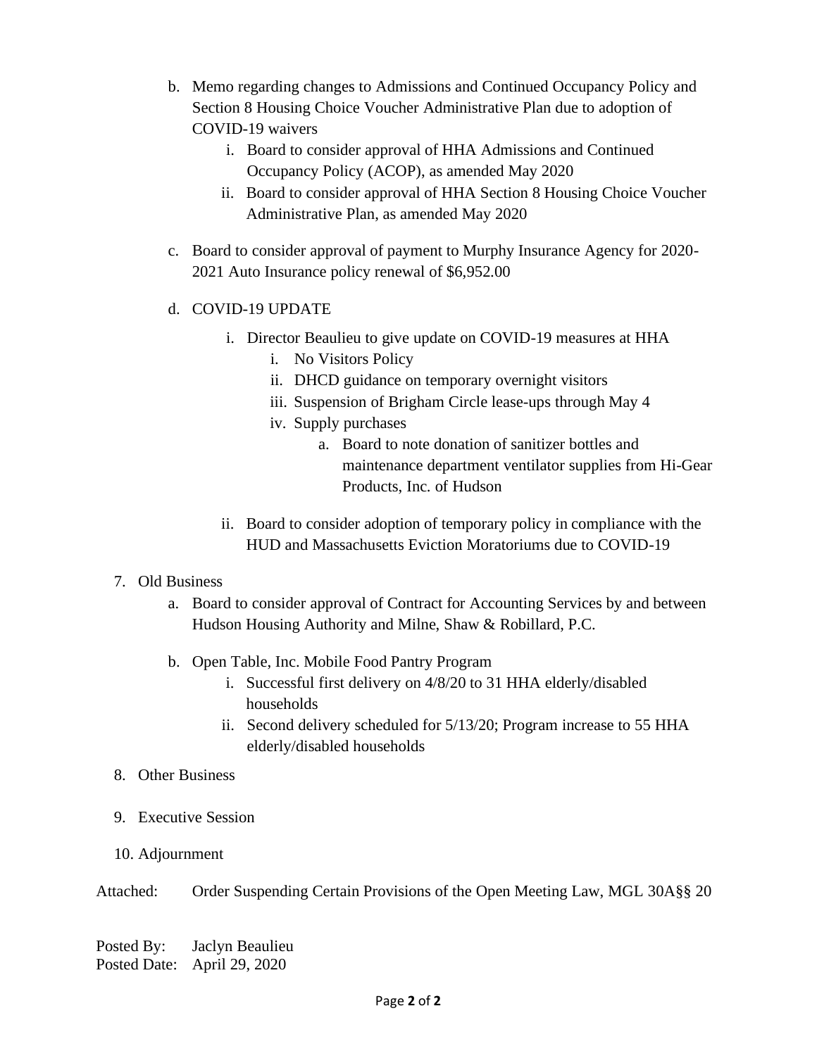b. Memo regarding changes to Admissions and Continued Occupancy Policy and Section 8 Housing Choice Voucher Administrative Plan due to adoption of COVID-19 waivers
      i. Board to consider approval of HHA Admissions and Continued Occupancy Policy (ACOP), as amended May 2020
      ii. Board to consider approval of HHA Section 8 Housing Choice Voucher Administrative Plan, as amended May 2020

   c. Board to consider approval of payment to Murphy Insurance Agency for 2020-2021 Auto Insurance policy renewal of $6,952.00

   d. COVID-19 UPDATE
      i. Director Beaulieu to give update on COVID-19 measures at HHA
         i. No Visitors Policy
         ii. DHCD guidance on temporary overnight visitors
         iii. Suspension of Brigham Circle lease-ups through May 4
         iv. Supply purchases
            a. Board to note donation of sanitizer bottles and maintenance department ventilator supplies from Hi-Gear Products, Inc. of Hudson
      ii. Board to consider adoption of temporary policy in compliance with the HUD and Massachusetts Eviction Moratoriums due to COVID-19

7. Old Business
   a. Board to consider approval of Contract for Accounting Services by and between Hudson Housing Authority and Milne, Shaw & Robillard, P.C.

   b. Open Table, Inc. Mobile Food Pantry Program
      i. Successful first delivery on 4/8/20 to 31 HHA elderly/disabled households
      ii. Second delivery scheduled for 5/13/20; Program increase to 55 HHA elderly/disabled households

8. Other Business

9. Executive Session

10. Adjournment

Attached: Order Suspending Certain Provisions of the Open Meeting Law, MGL 30A§§ 20

Posted By: Jaclyn Beaulieu
Posted Date: April 29, 2020